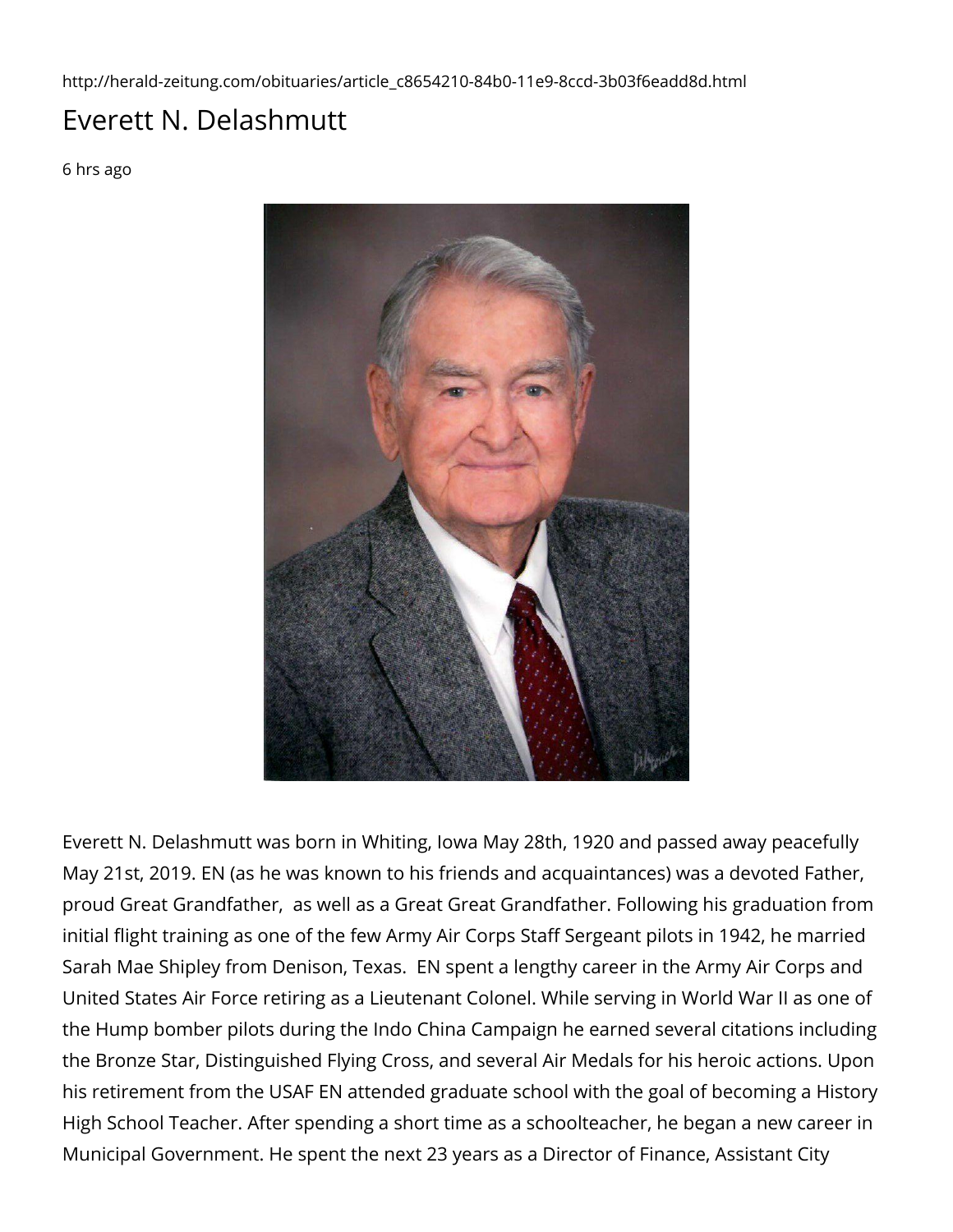http://herald-zeitung.com/obituaries/article_c8654210-84b0-11e9-8ccd-3b03f6eadd8d.html

# Everett N. Delashmutt

6 hrs ago

Everett N. Delashmutt was born in Whiting, Iowa May 28th, 1920 and passed away peacefully May 21st, 2019. EN (as he was known to his friends and acquaintances) was a devoted Father, proud Great Grandfather, as well as a Great Great Grandfather. Following his graduation from initial flight training as one of the few Army Air Corps Staff Sergeant pilots in 1942, he married Sarah Mae Shipley from Denison, Texas. EN spent a lengthy career in the Army Air Corps and United States Air Force retiring as a Lieutenant Colonel. While serving in World War II as one of the Hump bomber pilots during the Indo China Campaign he earned several citations including the Bronze Star, Distinguished Flying Cross, and several Air Medals for his heroic actions. Upon his retirement from the USAF EN attended graduate school with the goal of becoming a History High School Teacher. After spending a short time as a schoolteacher, he began a new career in Municipal Government. He spent the next 23 years as a Director of Finance, Assistant City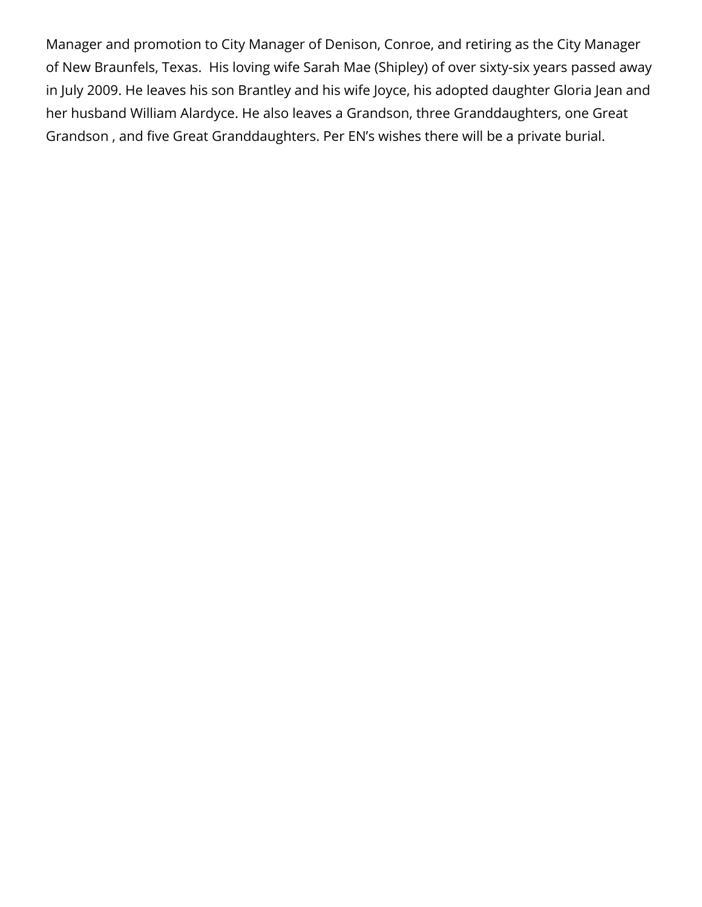Manager and promotion to City Manager of Denison, Conroe, and retiring as the City Manager of New Braunfels, Texas. His loving wife Sarah Mae (Shipley) of over sixty-six years passed away in July 2009. He leaves his son Brantley and his wife Joyce, his adopted daughter Gloria Jean and her husband William Alardyce. He also leaves a Grandson, three Granddaughters, one Great Grandson , and five Great Granddaughters. Per EN's wishes there will be a private burial.